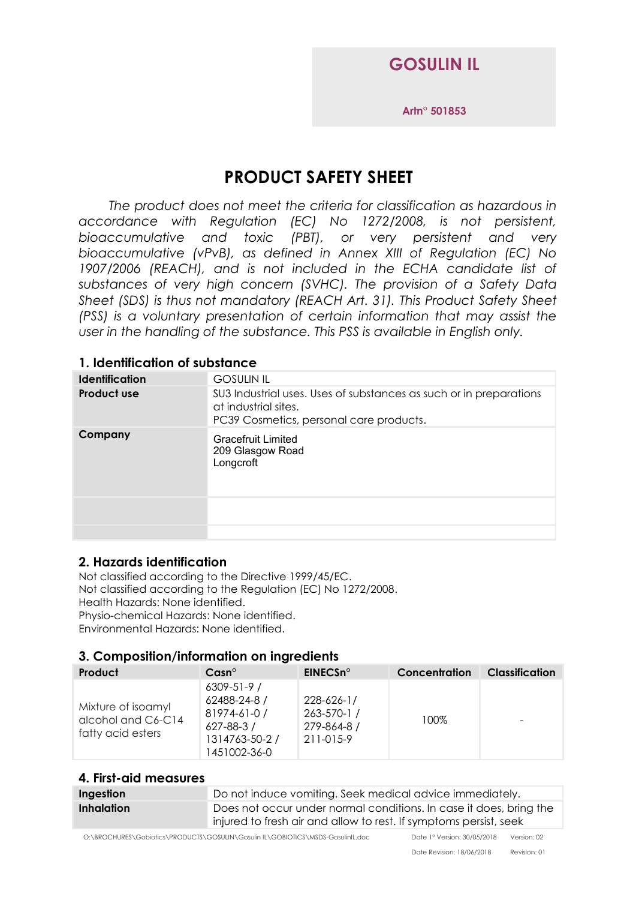**GOSULIN IL**

**Artn° 501853**

# PRODUCT SAFETY SHEET

*The product does not meet the criteria for classification as hazardous in accordance with Regulation (EC) No 1272/2008, is not persistent, bioaccumulative and toxic (PBT), or very persistent and very bioaccumulative (vPvB), as defined in Annex XIII of Regulation (EC) No 1907/2006 (REACH), and is not included in the ECHA candidate list of substances of very high concern (SVHC). The provision of a Safety Data Sheet (SDS) is thus not mandatory (REACH Art. 31). This Product Safety Sheet (PSS) is a voluntary presentation of certain information that may assist the user in the handling of the substance. This PSS is available in English only.*

## 1. Identification of substance

| | |
|---|---|
| **Identification** | GOSULIN IL |
| **Product use** | SU3 Industrial uses. Uses of substances as such or in preparations at industrial sites.<br>PC39 Cosmetics, personal care products. |
| **Company** | Gracefruit Limited<br>209 Glasgow Road<br>Longcroft |
| | |
| | |

## 2. Hazards identification

Not classified according to the Directive 1999/45/EC.
Not classified according to the Regulation (EC) No 1272/2008.
Health Hazards: None identified.
Physio-chemical Hazards: None identified.
Environmental Hazards: None identified.

## 3. Composition/information on ingredients

| Product | Casn° | EINECSn° | Concentration | Classification |
|---|---|---|---|---|
| Mixture of isoamyl alcohol and C6-C14 fatty acid esters | 6309-51-9 / 62488-24-8 / 81974-61-0 / 627-88-3 / 1314763-50-2 / 1451002-36-0 | 228-626-1/ 263-570-1 / 279-864-8 / 211-015-9 | 100% | - |

## 4. First-aid measures

| | |
|---|---|
| **Ingestion** | Do not induce vomiting. Seek medical advice immediately. |
| **Inhalation** | Does not occur under normal conditions. In case it does, bring the injured to fresh air and allow to rest. If symptoms persist, seek |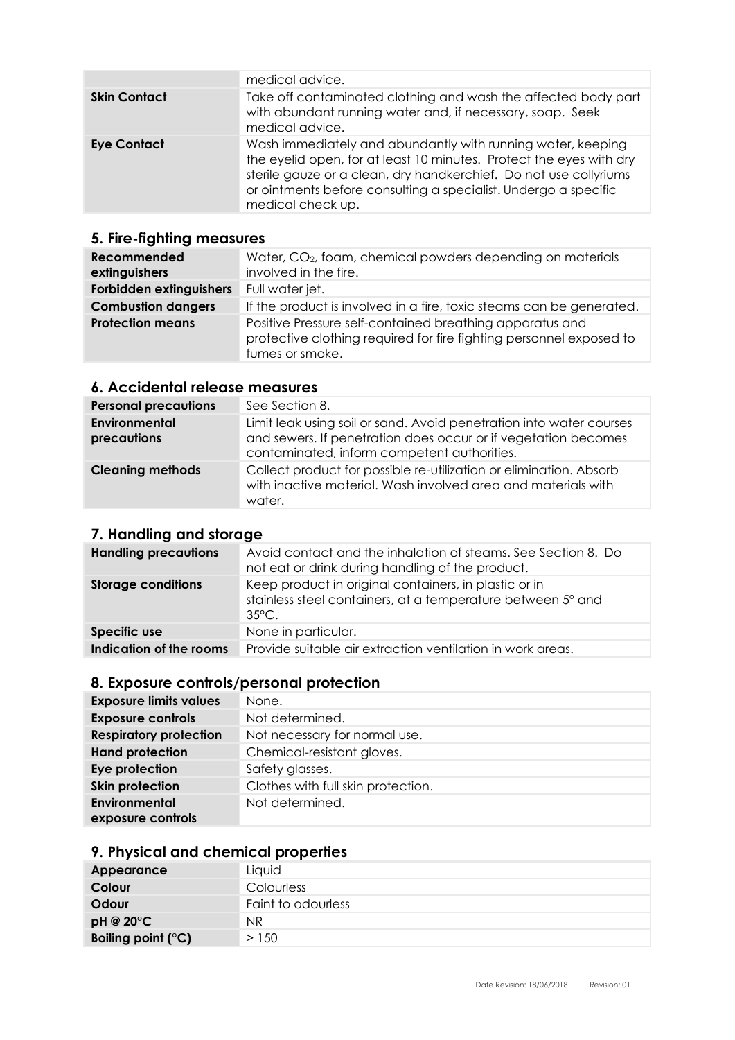| | |
|---|---|
| | medical advice. |
| **Skin Contact** | Take off contaminated clothing and wash the affected body part with abundant running water and, if necessary, soap. Seek medical advice. |
| **Eye Contact** | Wash immediately and abundantly with running water, keeping the eyelid open, for at least 10 minutes. Protect the eyes with dry sterile gauze or a clean, dry handkerchief. Do not use collyriums or ointments before consulting a specialist. Undergo a specific medical check up. |

## 5. Fire-fighting measures

| | |
|---|---|
| **Recommended extinguishers** | Water, $CO_2$, foam, chemical powders depending on materials involved in the fire. |
| **Forbidden extinguishers** | Full water jet. |
| **Combustion dangers** | If the product is involved in a fire, toxic steams can be generated. |
| **Protection means** | Positive Pressure self-contained breathing apparatus and protective clothing required for fire fighting personnel exposed to fumes or smoke. |

## 6. Accidental release measures

| | |
|---|---|
| **Personal precautions** | See Section 8. |
| **Environmental precautions** | Limit leak using soil or sand. Avoid penetration into water courses and sewers. If penetration does occur or if vegetation becomes contaminated, inform competent authorities. |
| **Cleaning methods** | Collect product for possible re-utilization or elimination. Absorb with inactive material. Wash involved area and materials with water. |

## 7. Handling and storage

| | |
|---|---|
| **Handling precautions** | Avoid contact and the inhalation of steams. See Section 8. Do not eat or drink during handling of the product. |
| **Storage conditions** | Keep product in original containers, in plastic or in stainless steel containers, at a temperature between 5° and 35°C. |
| **Specific use** | None in particular. |
| **Indication of the rooms** | Provide suitable air extraction ventilation in work areas. |

## 8. Exposure controls/personal protection

| | |
|---|---|
| **Exposure limits values** | None. |
| **Exposure controls** | Not determined. |
| **Respiratory protection** | Not necessary for normal use. |
| **Hand protection** | Chemical-resistant gloves. |
| **Eye protection** | Safety glasses. |
| **Skin protection** | Clothes with full skin protection. |
| **Environmental exposure controls** | Not determined. |

## 9. Physical and chemical properties

| | |
|---|---|
| **Appearance** | Liquid |
| **Colour** | Colourless |
| **Odour** | Faint to odourless |
| **pH @ 20°C** | NR |
| **Boiling point (°C)** | > 150 |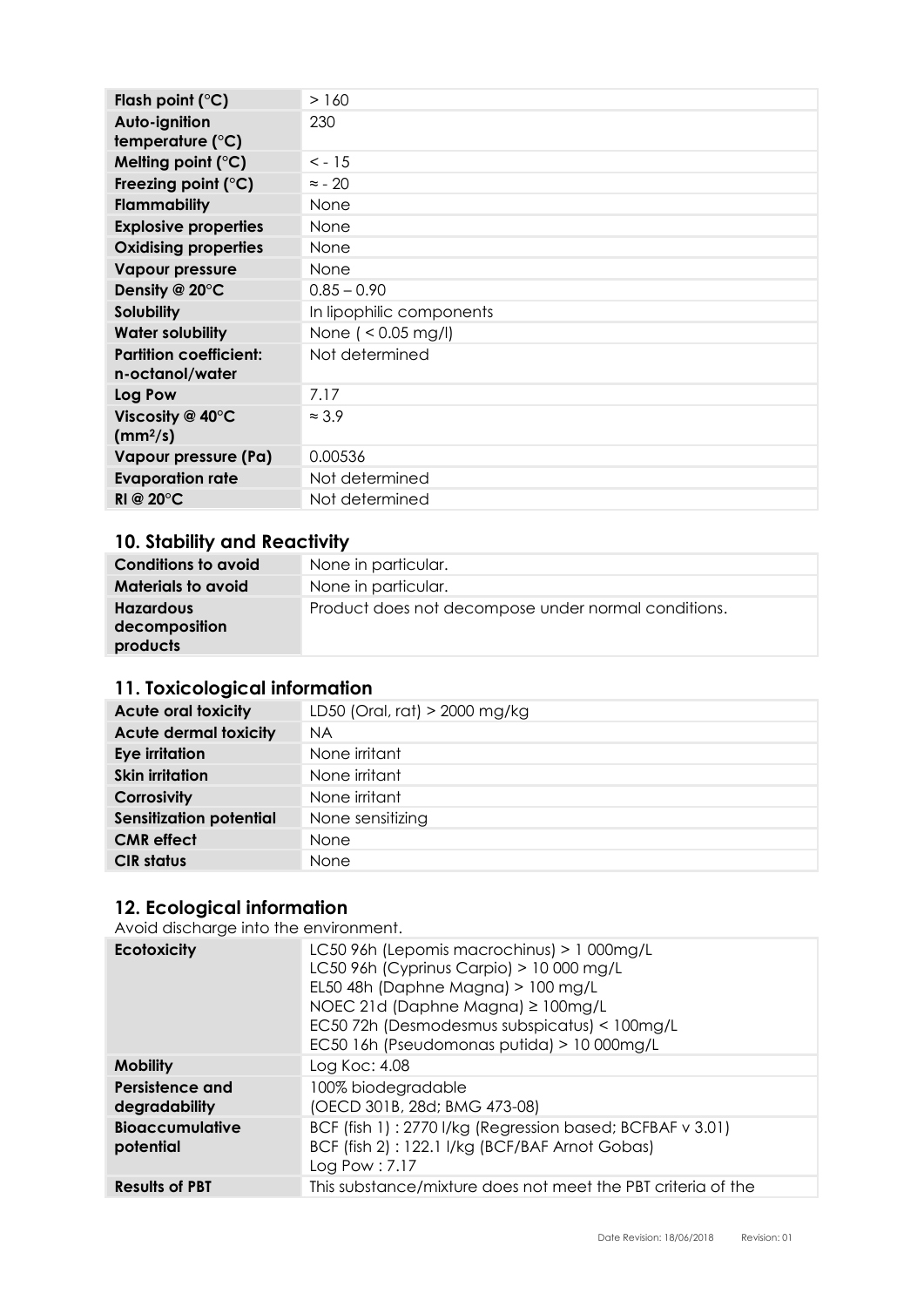| | |
|---|---|
| **Flash point (°C)** | > 160 |
| **Auto-ignition temperature (°C)** | 230 |
| **Melting point (°C)** | < - 15 |
| **Freezing point (°C)** | ≈ - 20 |
| **Flammability** | None |
| **Explosive properties** | None |
| **Oxidising properties** | None |
| **Vapour pressure** | None |
| **Density @ 20°C** | 0.85 – 0.90 |
| **Solubility** | In lipophilic components |
| **Water solubility** | None ( < 0.05 mg/l) |
| **Partition coefficient: n-octanol/water** | Not determined |
| **Log Pow** | 7.17 |
| **Viscosity @ 40°C ($mm^2/s$)** | ≈ 3.9 |
| **Vapour pressure (Pa)** | 0.00536 |
| **Evaporation rate** | Not determined |
| **RI @ 20°C** | Not determined |

## 10. Stability and Reactivity

| | |
|---|---|
| **Conditions to avoid** | None in particular. |
| **Materials to avoid** | None in particular. |
| **Hazardous decomposition products** | Product does not decompose under normal conditions. |

## 11. Toxicological information

| | |
|---|---|
| **Acute oral toxicity** | LD50 (Oral, rat) > 2000 mg/kg |
| **Acute dermal toxicity** | NA |
| **Eye irritation** | None irritant |
| **Skin irritation** | None irritant |
| **Corrosivity** | None irritant |
| **Sensitization potential** | None sensitizing |
| **CMR effect** | None |
| **CIR status** | None |

## 12. Ecological information

Avoid discharge into the environment.

| | |
|---|---|
| **Ecotoxicity** | LC50 96h (Lepomis macrochinus) > 1 000mg/L<br>LC50 96h (Cyprinus Carpio) > 10 000 mg/L<br>EL50 48h (Daphne Magna) > 100 mg/L<br>NOEC 21d (Daphne Magna) ≥ 100mg/L<br>EC50 72h (Desmodesmus subspicatus) < 100mg/L<br>EC50 16h (Pseudomonas putida) > 10 000mg/L |
| **Mobility** | Log Koc: 4.08 |
| **Persistence and degradability** | 100% biodegradable<br>(OECD 301B, 28d; BMG 473-08) |
| **Bioaccumulative potential** | BCF (fish 1) : 2770 l/kg (Regression based; BCFBAF v 3.01)<br>BCF (fish 2) : 122.1 l/kg (BCF/BAF Arnot Gobas)<br>Log Pow : 7.17 |
| **Results of PBT** | This substance/mixture does not meet the PBT criteria of the |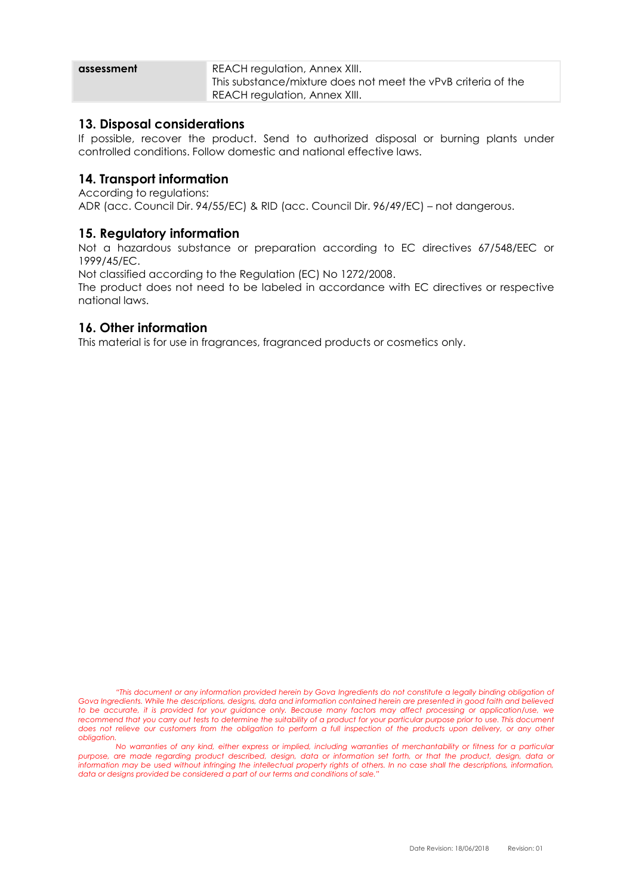| | |
|---|---|
| **assessment** | REACH regulation, Annex XIII.<br>This substance/mixture does not meet the vPvB criteria of the REACH regulation, Annex XIII. |

## 13. Disposal considerations

If possible, recover the product. Send to authorized disposal or burning plants under controlled conditions. Follow domestic and national effective laws.

## 14. Transport information

According to regulations:
ADR (acc. Council Dir. 94/55/EC) & RID (acc. Council Dir. 96/49/EC) – not dangerous.

## 15. Regulatory information

Not a hazardous substance or preparation according to EC directives 67/548/EEC or 1999/45/EC.
Not classified according to the Regulation (EC) No 1272/2008.
The product does not need to be labeled in accordance with EC directives or respective national laws.

## 16. Other information

This material is for use in fragrances, fragranced products or cosmetics only.

*"This document or any information provided herein by Gova Ingredients do not constitute a legally binding obligation of Gova Ingredients. While the descriptions, designs, data and information contained herein are presented in good faith and believed to be accurate, it is provided for your guidance only. Because many factors may affect processing or application/use, we recommend that you carry out tests to determine the suitability of a product for your particular purpose prior to use. This document does not relieve our customers from the obligation to perform a full inspection of the products upon delivery, or any other obligation.*

*No warranties of any kind, either express or implied, including warranties of merchantability or fitness for a particular purpose, are made regarding product described, design, data or information set forth, or that the product, design, data or information may be used without infringing the intellectual property rights of others. In no case shall the descriptions, information, data or designs provided be considered a part of our terms and conditions of sale."*

Date Revision: 18/06/2018 Revision: 01